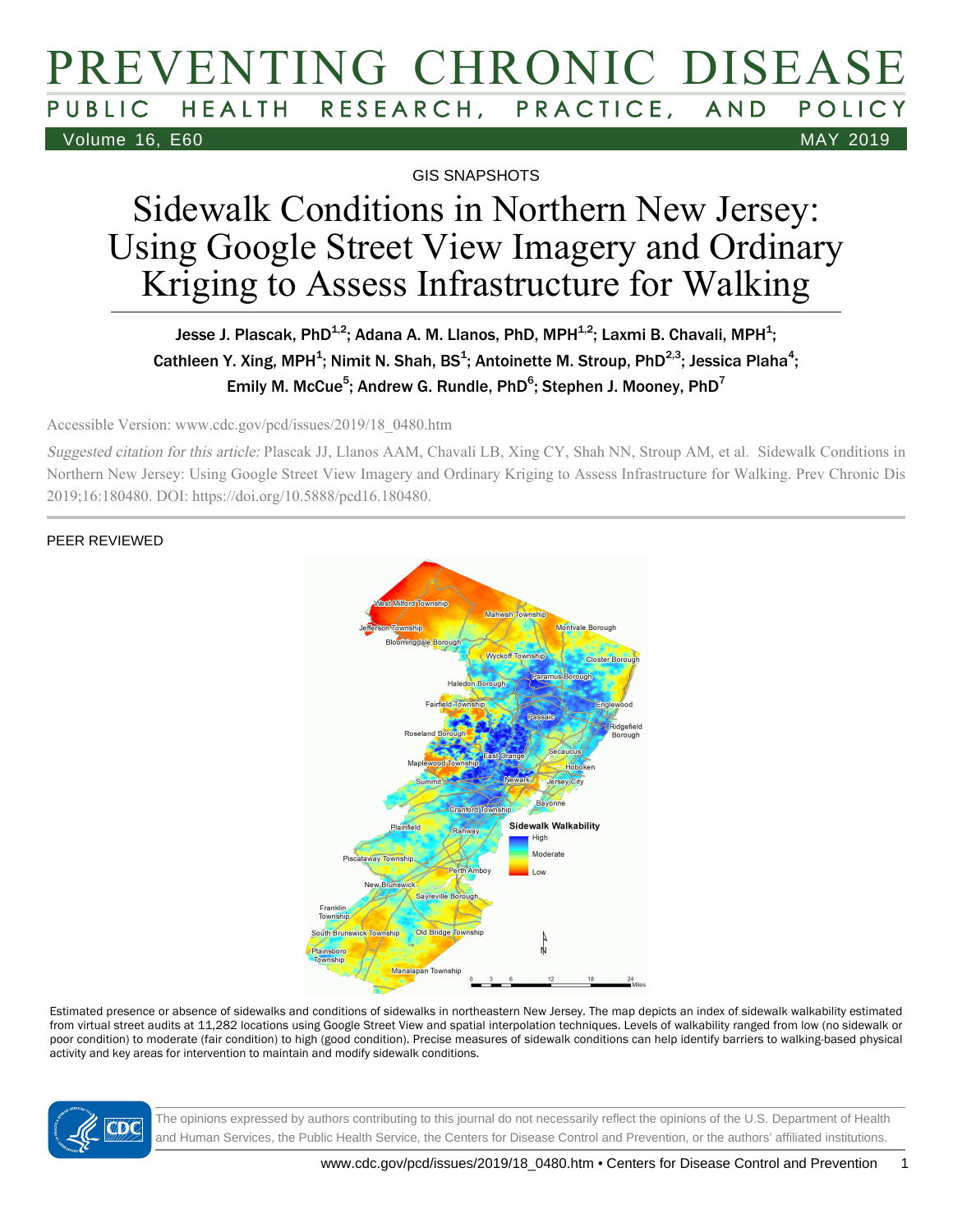GIS SNAPSHOTS

# Sidewalk Conditions in Northern New Jersey: Using Google Street View Imagery and Ordinary Kriging to Assess Infrastructure for Walking

Jesse J. Plascak, PhD[1,2]; Adana A. M. Llanos, PhD, MPH[1,2]; Laxmi B. Chavali, MPH[1]; Cathleen Y. Xing, MPH[1]; Nimit N. Shah, BS[1]; Antoinette M. Stroup, PhD[2,3]; Jessica Plaha[4]; Emily M. McCue[5]; Andrew G. Rundle, PhD[6]; Stephen J. Mooney, PhD[7]

Accessible Version: www.cdc.gov/pcd/issues/2019/18_0480.htm

*Suggested citation for this article:* Plascak JJ, Llanos AAM, Chavali LB, Xing CY, Shah NN, Stroup AM, et al. Sidewalk Conditions in Northern New Jersey: Using Google Street View Imagery and Ordinary Kriging to Assess Infrastructure for Walking. Prev Chronic Dis 2019;16:180480. DOI: https://doi.org/10.5888/pcd16.180480.

PEER REVIEWED

Estimated presence or absence of sidewalks and conditions of sidewalks in northeastern New Jersey. The map depicts an index of sidewalk walkability estimated from virtual street audits at 11,282 locations using Google Street View and spatial interpolation techniques. Levels of walkability ranged from low (no sidewalk or poor condition) to moderate (fair condition) to high (good condition). Precise measures of sidewalk conditions can help identify barriers to walking-based physical activity and key areas for intervention to maintain and modify sidewalk conditions.

The opinions expressed by authors contributing to this journal do not necessarily reflect the opinions of the U.S. Department of Health and Human Services, the Public Health Service, the Centers for Disease Control and Prevention, or the authors' affiliated institutions.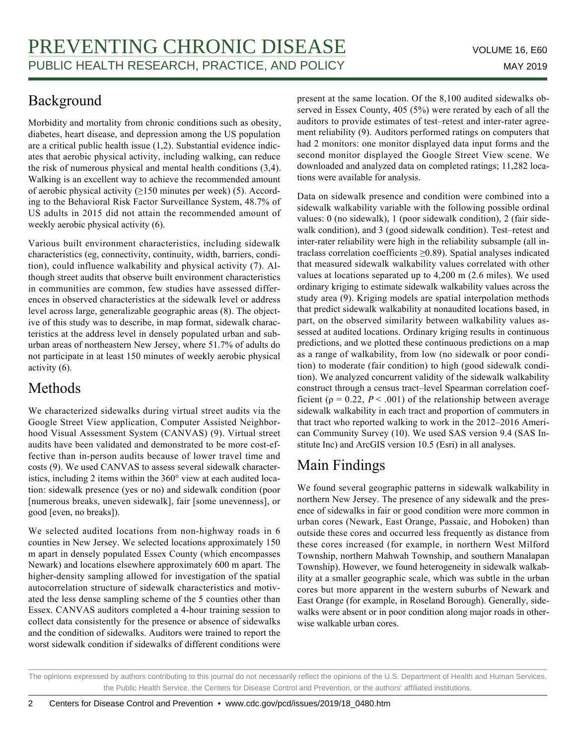## Background

Morbidity and mortality from chronic conditions such as obesity, diabetes, heart disease, and depression among the US population are a critical public health issue (1,2). Substantial evidence indicates that aerobic physical activity, including walking, can reduce the risk of numerous physical and mental health conditions (3,4). Walking is an excellent way to achieve the recommended amount of aerobic physical activity (≥150 minutes per week) (5). According to the Behavioral Risk Factor Surveillance System, 48.7% of US adults in 2015 did not attain the recommended amount of weekly aerobic physical activity (6).

Various built environment characteristics, including sidewalk characteristics (eg, connectivity, continuity, width, barriers, condition), could influence walkability and physical activity (7). Although street audits that observe built environment characteristics in communities are common, few studies have assessed differences in observed characteristics at the sidewalk level or address level across large, generalizable geographic areas (8). The objective of this study was to describe, in map format, sidewalk characteristics at the address level in densely populated urban and suburban areas of northeastern New Jersey, where 51.7% of adults do not participate in at least 150 minutes of weekly aerobic physical activity (6).

## Methods

We characterized sidewalks during virtual street audits via the Google Street View application, Computer Assisted Neighborhood Visual Assessment System (CANVAS) (9). Virtual street audits have been validated and demonstrated to be more cost-effective than in-person audits because of lower travel time and costs (9). We used CANVAS to assess several sidewalk characteristics, including 2 items within the 360° view at each audited location: sidewalk presence (yes or no) and sidewalk condition (poor [numerous breaks, uneven sidewalk], fair [some unevenness], or good [even, no breaks]).

We selected audited locations from non-highway roads in 6 counties in New Jersey. We selected locations approximately 150 m apart in densely populated Essex County (which encompasses Newark) and locations elsewhere approximately 600 m apart. The higher-density sampling allowed for investigation of the spatial autocorrelation structure of sidewalk characteristics and motivated the less dense sampling scheme of the 5 counties other than Essex. CANVAS auditors completed a 4-hour training session to collect data consistently for the presence or absence of sidewalks and the condition of sidewalks. Auditors were trained to report the worst sidewalk condition if sidewalks of different conditions were present at the same location. Of the 8,100 audited sidewalks observed in Essex County, 405 (5%) were rerated by each of all the auditors to provide estimates of test–retest and inter-rater agreement reliability (9). Auditors performed ratings on computers that had 2 monitors: one monitor displayed data input forms and the second monitor displayed the Google Street View scene. We downloaded and analyzed data on completed ratings; 11,282 locations were available for analysis.

Data on sidewalk presence and condition were combined into a sidewalk walkability variable with the following possible ordinal values: 0 (no sidewalk), 1 (poor sidewalk condition), 2 (fair sidewalk condition), and 3 (good sidewalk condition). Test–retest and inter-rater reliability were high in the reliability subsample (all intraclass correlation coefficients ≥0.89). Spatial analyses indicated that measured sidewalk walkability values correlated with other values at locations separated up to 4,200 m (2.6 miles). We used ordinary kriging to estimate sidewalk walkability values across the study area (9). Kriging models are spatial interpolation methods that predict sidewalk walkability at nonaudited locations based, in part, on the observed similarity between walkability values assessed at audited locations. Ordinary kriging results in continuous predictions, and we plotted these continuous predictions on a map as a range of walkability, from low (no sidewalk or poor condition) to moderate (fair condition) to high (good sidewalk condition). We analyzed concurrent validity of the sidewalk walkability construct through a census tract–level Spearman correlation coefficient ($\rho = 0.22$, $P < .001$) of the relationship between average sidewalk walkability in each tract and proportion of commuters in that tract who reported walking to work in the 2012–2016 American Community Survey (10). We used SAS version 9.4 (SAS Institute Inc) and ArcGIS version 10.5 (Esri) in all analyses.

## Main Findings

We found several geographic patterns in sidewalk walkability in northern New Jersey. The presence of any sidewalk and the presence of sidewalks in fair or good condition were more common in urban cores (Newark, East Orange, Passaic, and Hoboken) than outside these cores and occurred less frequently as distance from these cores increased (for example, in northern West Milford Township, northern Mahwah Township, and southern Manalapan Township). However, we found heterogeneity in sidewalk walkability at a smaller geographic scale, which was subtle in the urban cores but more apparent in the western suburbs of Newark and East Orange (for example, in Roseland Borough). Generally, sidewalks were absent or in poor condition along major roads in otherwise walkable urban cores.

The opinions expressed by authors contributing to this journal do not necessarily reflect the opinions of the U.S. Department of Health and Human Services, the Public Health Service, the Centers for Disease Control and Prevention, or the authors' affiliated institutions.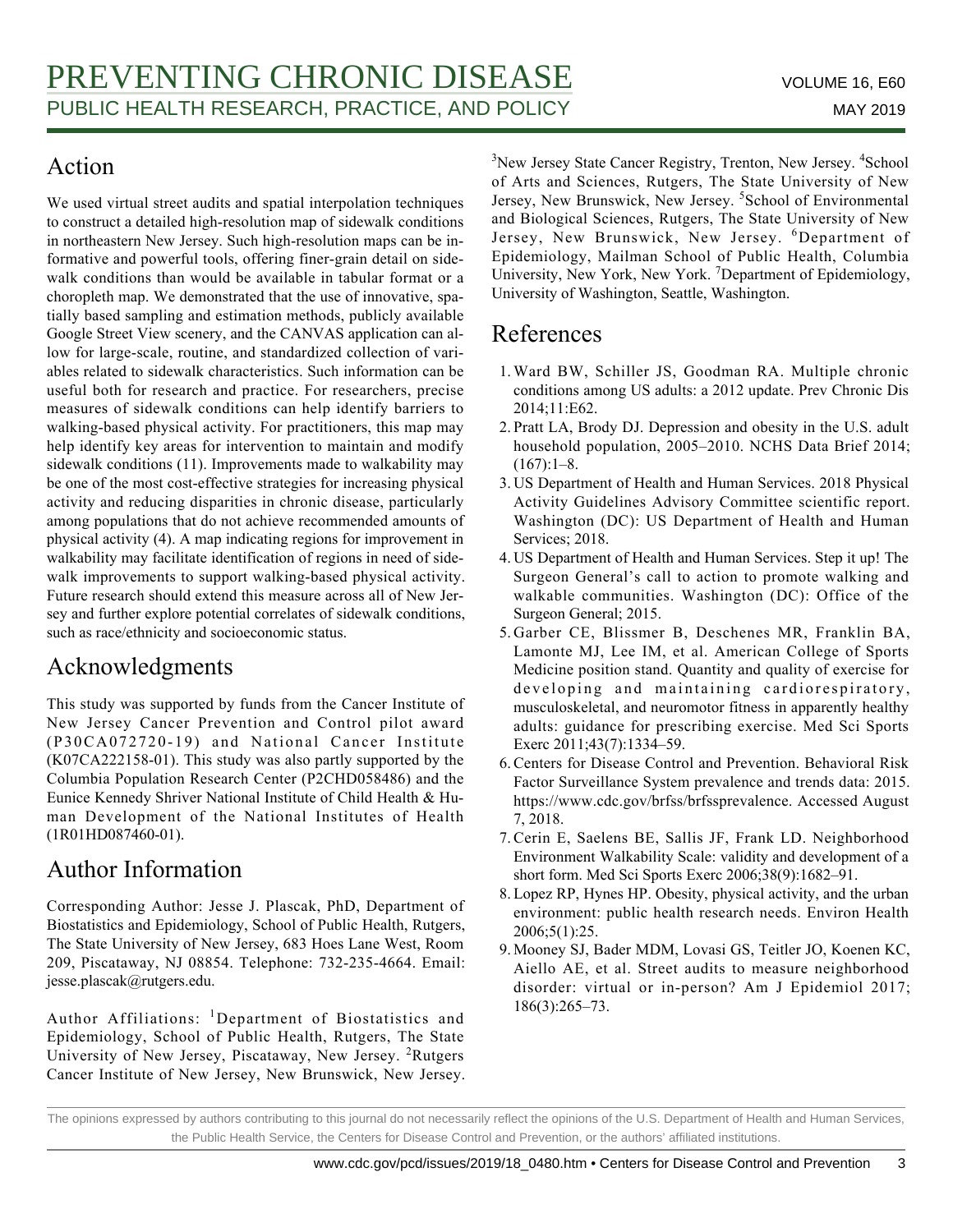## Action

We used virtual street audits and spatial interpolation techniques to construct a detailed high-resolution map of sidewalk conditions in northeastern New Jersey. Such high-resolution maps can be informative and powerful tools, offering finer-grain detail on sidewalk conditions than would be available in tabular format or a choropleth map. We demonstrated that the use of innovative, spatially based sampling and estimation methods, publicly available Google Street View scenery, and the CANVAS application can allow for large-scale, routine, and standardized collection of variables related to sidewalk characteristics. Such information can be useful both for research and practice. For researchers, precise measures of sidewalk conditions can help identify barriers to walking-based physical activity. For practitioners, this map may help identify key areas for intervention to maintain and modify sidewalk conditions (11). Improvements made to walkability may be one of the most cost-effective strategies for increasing physical activity and reducing disparities in chronic disease, particularly among populations that do not achieve recommended amounts of physical activity (4). A map indicating regions for improvement in walkability may facilitate identification of regions in need of sidewalk improvements to support walking-based physical activity. Future research should extend this measure across all of New Jersey and further explore potential correlates of sidewalk conditions, such as race/ethnicity and socioeconomic status.

## Acknowledgments

This study was supported by funds from the Cancer Institute of New Jersey Cancer Prevention and Control pilot award (P30CA072720-19) and National Cancer Institute (K07CA222158-01). This study was also partly supported by the Columbia Population Research Center (P2CHD058486) and the Eunice Kennedy Shriver National Institute of Child Health & Human Development of the National Institutes of Health (1R01HD087460-01).

## Author Information

Corresponding Author: Jesse J. Plascak, PhD, Department of Biostatistics and Epidemiology, School of Public Health, Rutgers, The State University of New Jersey, 683 Hoes Lane West, Room 209, Piscataway, NJ 08854. Telephone: 732-235-4664. Email: jesse.plascak@rutgers.edu.

Author Affiliations: [1]Department of Biostatistics and Epidemiology, School of Public Health, Rutgers, The State University of New Jersey, Piscataway, New Jersey. [2]Rutgers Cancer Institute of New Jersey, New Brunswick, New Jersey. [3]New Jersey State Cancer Registry, Trenton, New Jersey. [4]School of Arts and Sciences, Rutgers, The State University of New Jersey, New Brunswick, New Jersey. [5]School of Environmental and Biological Sciences, Rutgers, The State University of New Jersey, New Brunswick, New Jersey. [6]Department of Epidemiology, Mailman School of Public Health, Columbia University, New York, New York. [7]Department of Epidemiology, University of Washington, Seattle, Washington.

## References

1. Ward BW, Schiller JS, Goodman RA. Multiple chronic conditions among US adults: a 2012 update. Prev Chronic Dis 2014;11:E62.
2. Pratt LA, Brody DJ. Depression and obesity in the U.S. adult household population, 2005–2010. NCHS Data Brief 2014;(167):1–8.
3. US Department of Health and Human Services. 2018 Physical Activity Guidelines Advisory Committee scientific report. Washington (DC): US Department of Health and Human Services; 2018.
4. US Department of Health and Human Services. Step it up! The Surgeon General's call to action to promote walking and walkable communities. Washington (DC): Office of the Surgeon General; 2015.
5. Garber CE, Blissmer B, Deschenes MR, Franklin BA, Lamonte MJ, Lee IM, et al. American College of Sports Medicine position stand. Quantity and quality of exercise for developing and maintaining cardiorespiratory, musculoskeletal, and neuromotor fitness in apparently healthy adults: guidance for prescribing exercise. Med Sci Sports Exerc 2011;43(7):1334–59.
6. Centers for Disease Control and Prevention. Behavioral Risk Factor Surveillance System prevalence and trends data: 2015. https://www.cdc.gov/brfss/brfssprevalence. Accessed August 7, 2018.
7. Cerin E, Saelens BE, Sallis JF, Frank LD. Neighborhood Environment Walkability Scale: validity and development of a short form. Med Sci Sports Exerc 2006;38(9):1682–91.
8. Lopez RP, Hynes HP. Obesity, physical activity, and the urban environment: public health research needs. Environ Health 2006;5(1):25.
9. Mooney SJ, Bader MDM, Lovasi GS, Teitler JO, Koenen KC, Aiello AE, et al. Street audits to measure neighborhood disorder: virtual or in-person? Am J Epidemiol 2017;186(3):265–73.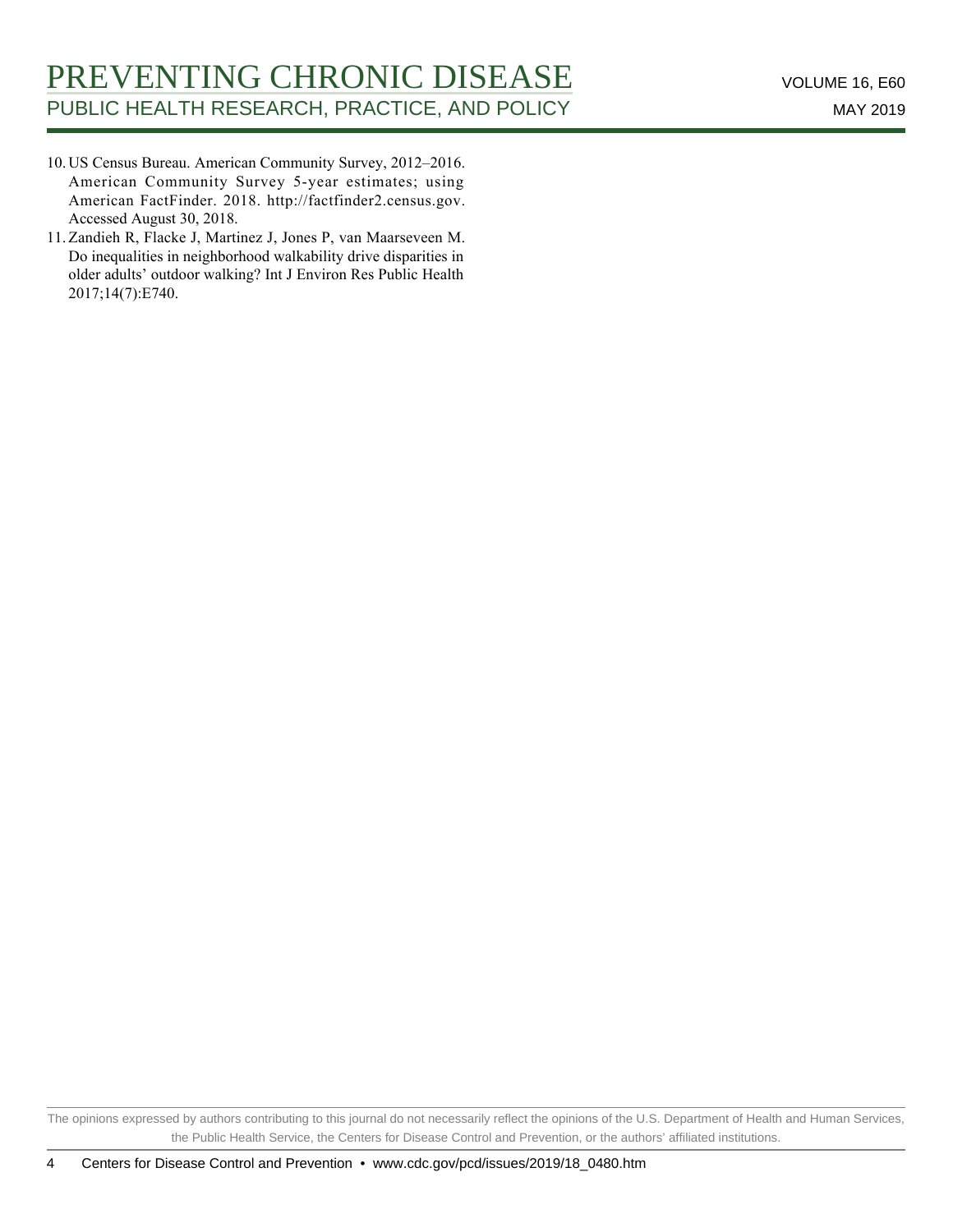10. US Census Bureau. American Community Survey, 2012–2016. American Community Survey 5-year estimates; using American FactFinder. 2018. http://factfinder2.census.gov. Accessed August 30, 2018.
11. Zandieh R, Flacke J, Martinez J, Jones P, van Maarseveen M. Do inequalities in neighborhood walkability drive disparities in older adults' outdoor walking? Int J Environ Res Public Health 2017;14(7):E740.